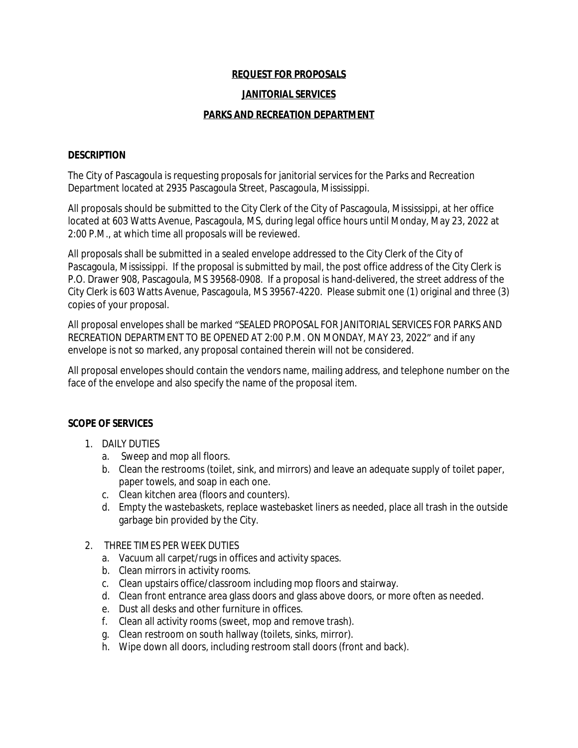**REQUEST FOR PROPOSALS**

**JANITORIAL SERVICES**

**PARKS AND RECREATION DEPARTMENT**

**DESCRIPTION**

The City of Pascagoula is requesting proposals for janitorial services for the Parks and Recreation Department located at 2935 Pascagoula Street, Pascagoula, Mississippi.

All proposals should be submitted to the City Clerk of the City of Pascagoula, Mississippi, at her office located at 603 Watts Avenue, Pascagoula, MS, during legal office hours until Monday, May 23, 2022 at 2:00 P.M., at which time all proposals will be reviewed.

All proposals shall be submitted in a sealed envelope addressed to the City Clerk of the City of Pascagoula, Mississippi. If the proposal is submitted by mail, the post office address of the City Clerk is P.O. Drawer 908, Pascagoula, MS 39568-0908. If a proposal is hand-delivered, the street address of the City Clerk is 603 Watts Avenue, Pascagoula, MS 39567-4220. Please submit one (1) original and three (3) copies of your proposal.

All proposal envelopes shall be marked "SEALED PROPOSAL FOR JANITORIAL SERVICES FOR PARKS AND RECREATION DEPARTMENT TO BE OPENED AT 2:00 P.M. ON MONDAY, MAY 23, 2022" and if any envelope is not so marked, any proposal contained therein will not be considered.

All proposal envelopes should contain the vendors name, mailing address, and telephone number on the face of the envelope and also specify the name of the proposal item.

**SCOPE OF SERVICES**

1. DAILY DUTIES
   a. Sweep and mop all floors.
   b. Clean the restrooms (toilet, sink, and mirrors) and leave an adequate supply of toilet paper, paper towels, and soap in each one.
   c. Clean kitchen area (floors and counters).
   d. Empty the wastebaskets, replace wastebasket liners as needed, place all trash in the outside garbage bin provided by the City.

2. THREE TIMES PER WEEK DUTIES
   a. Vacuum all carpet/rugs in offices and activity spaces.
   b. Clean mirrors in activity rooms.
   c. Clean upstairs office/classroom including mop floors and stairway.
   d. Clean front entrance area glass doors and glass above doors, or more often as needed.
   e. Dust all desks and other furniture in offices.
   f. Clean all activity rooms (sweet, mop and remove trash).
   g. Clean restroom on south hallway (toilets, sinks, mirror).
   h. Wipe down all doors, including restroom stall doors (front and back).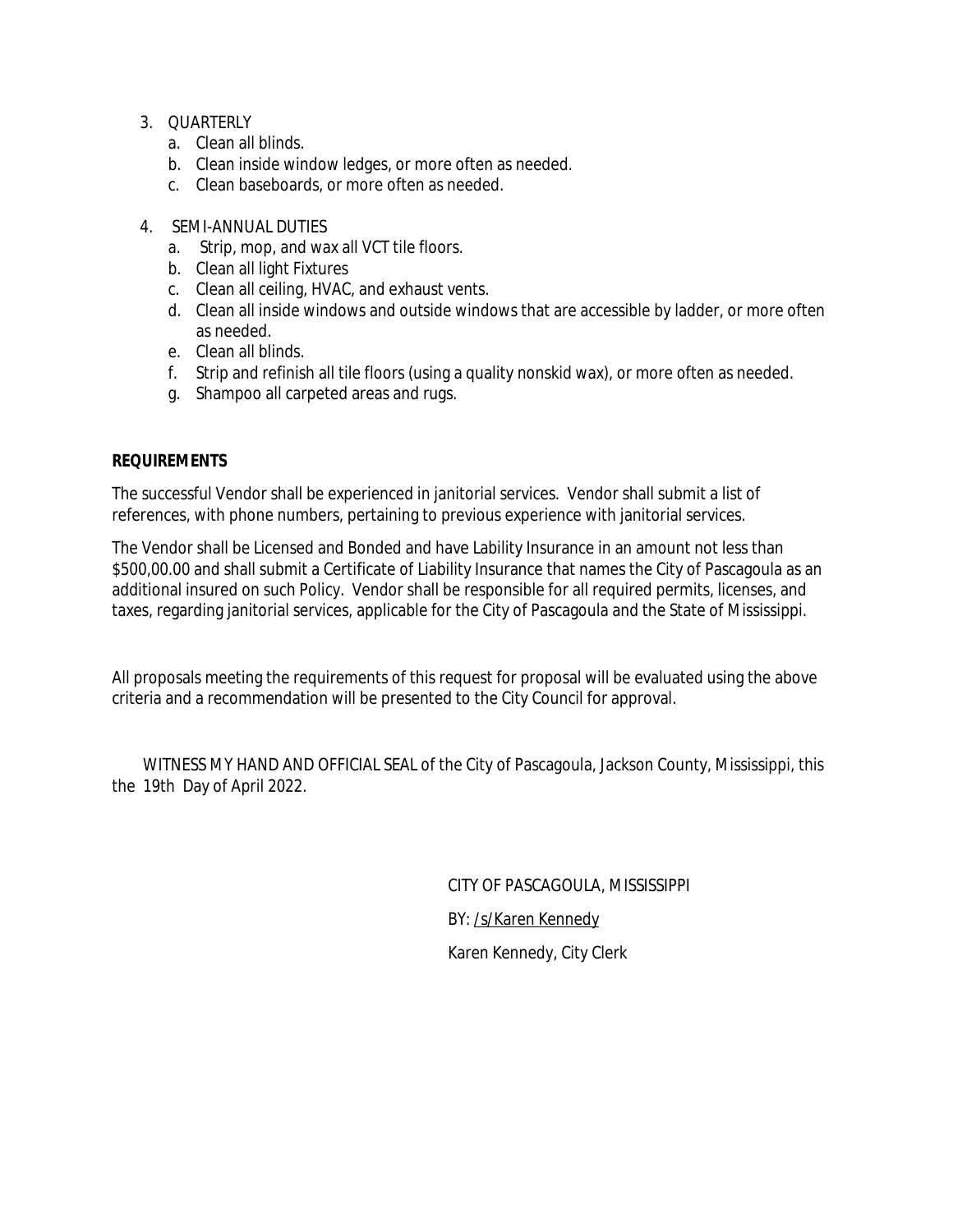3. QUARTERLY
   a. Clean all blinds.
   b. Clean inside window ledges, or more often as needed.
   c. Clean baseboards, or more often as needed.

4. SEMI-ANNUAL DUTIES
   a. Strip, mop, and wax all VCT tile floors.
   b. Clean all light Fixtures
   c. Clean all ceiling, HVAC, and exhaust vents.
   d. Clean all inside windows and outside windows that are accessible by ladder, or more often as needed.
   e. Clean all blinds.
   f. Strip and refinish all tile floors (using a quality nonskid wax), or more often as needed.
   g. Shampoo all carpeted areas and rugs.

**REQUIREMENTS**

The successful Vendor shall be experienced in janitorial services. Vendor shall submit a list of references, with phone numbers, pertaining to previous experience with janitorial services.

The Vendor shall be Licensed and Bonded and have Lability Insurance in an amount not less than $500,00.00 and shall submit a Certificate of Liability Insurance that names the City of Pascagoula as an additional insured on such Policy. Vendor shall be responsible for all required permits, licenses, and taxes, regarding janitorial services, applicable for the City of Pascagoula and the State of Mississippi.

All proposals meeting the requirements of this request for proposal will be evaluated using the above criteria and a recommendation will be presented to the City Council for approval.

WITNESS MY HAND AND OFFICIAL SEAL of the City of Pascagoula, Jackson County, Mississippi, this the 19th Day of April 2022.

CITY OF PASCAGOULA, MISSISSIPPI

BY: /s/Karen Kennedy

Karen Kennedy, City Clerk